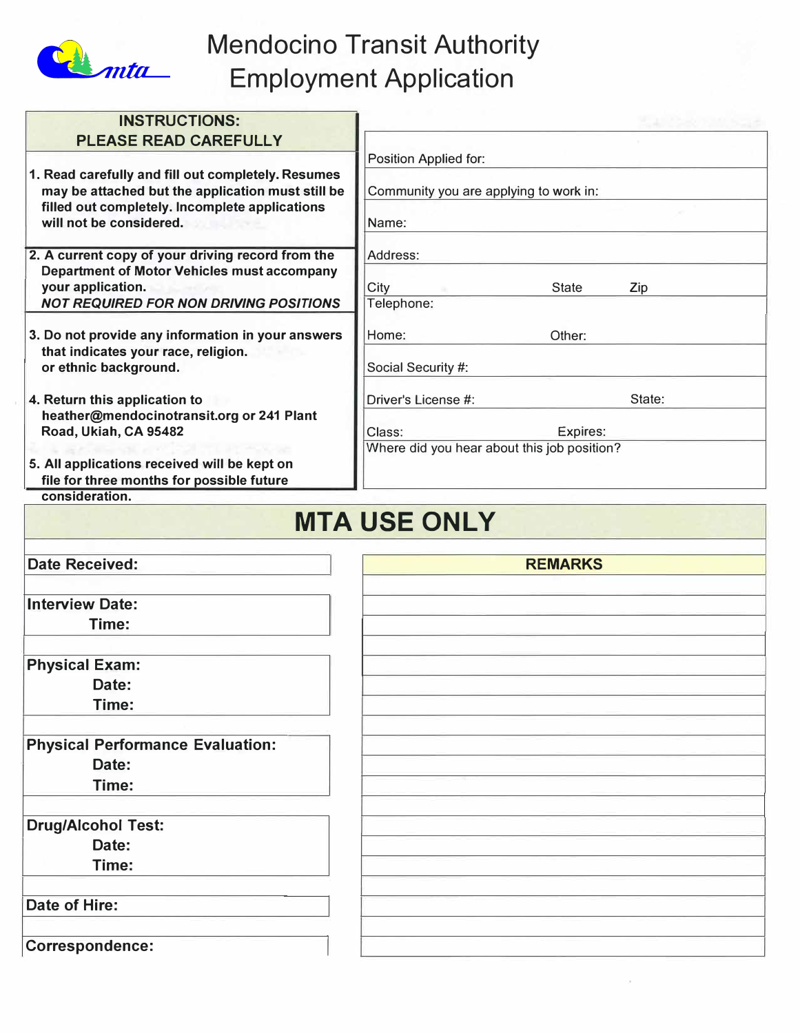# Mendocino Transit Authority Employment Application

## INSTRUCTIONS: PLEASE READ CAREFULLY

1. **Read carefully and fill out completely. Resumes may be attached but the application must still be filled out completely. Incomplete applications will not be considered.**
2. **A current copy of your driving record from the Department of Motor Vehicles must accompany your application.**
   ***NOT REQUIRED FOR NON DRIVING POSITIONS***
3. **Do not provide any information in your answers that indicates your race, religion. or ethnic background.**
4. **Return this application to heather@mendocinotransit.org or 241 Plant Road, Ukiah, CA 95482**
5. **All applications received will be kept on file for three months for possible future consideration.**

| | | |
|---|---|---|
| Position Applied for: | | |
| Community you are applying to work in: | | |
| Name: | | |
| Address: | | |
| City | State | Zip |
| Telephone: | | |
| Home: | Other: | |
| Social Security #: | | |
| Driver's License #: | State: | |
| Class: | Expires: | |
| Where did you hear about this job position? | | |

## MTA USE ONLY

| | **REMARKS** |
|---|---|
| **Date Received:** | |
| **Interview Date:** | |
| **Time:** | |
| **Physical Exam:** | |
| **Date:** | |
| **Time:** | |
| **Physical Performance Evaluation:** | |
| **Date:** | |
| **Time:** | |
| **Drug/Alcohol Test:** | |
| **Date:** | |
| **Time:** | |
| **Date of Hire:** | |
| **Correspondence:** | |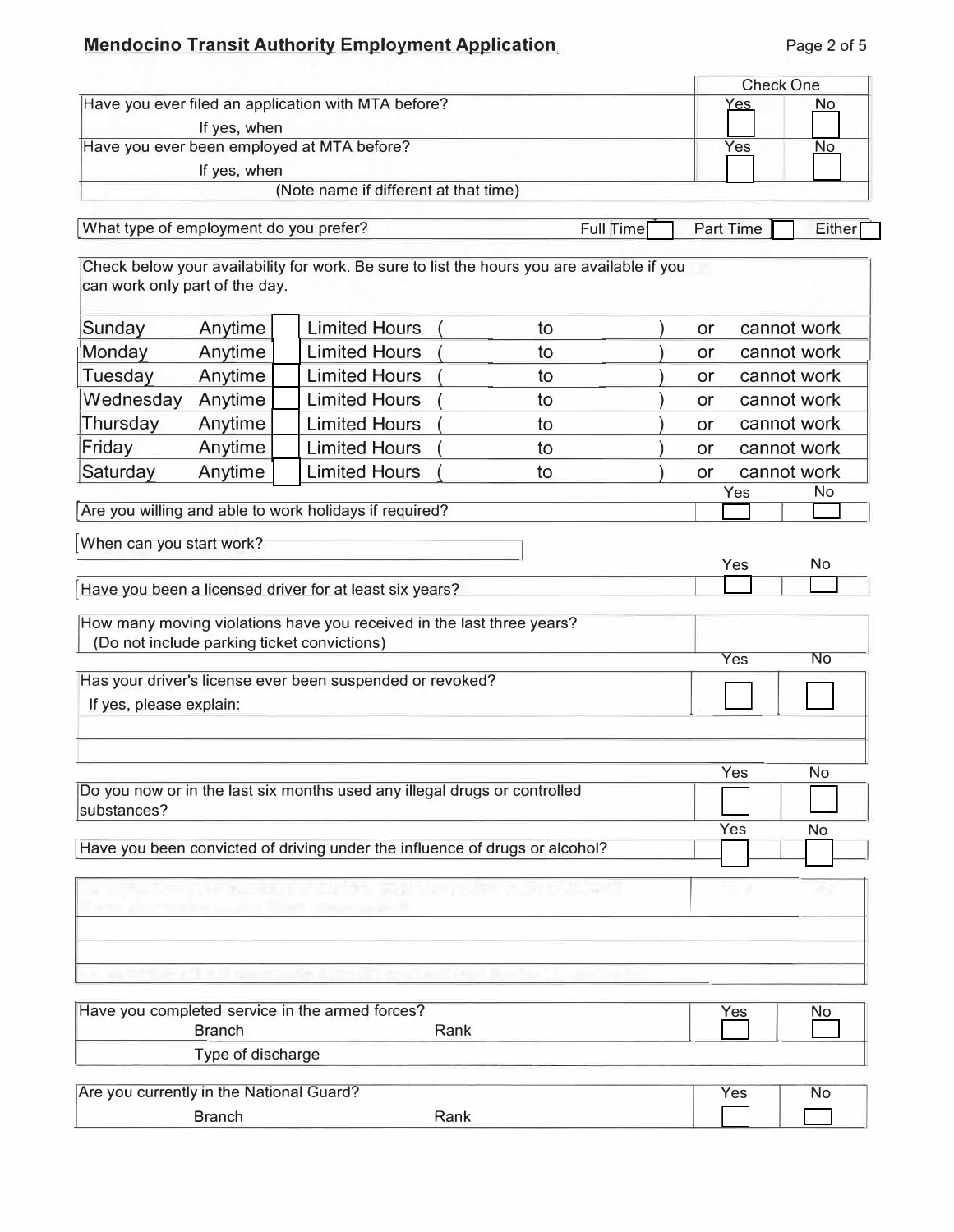## Mendocino Transit Authority Employment Application

| | Check One | |
|---|---|---|
| | Yes | No |
| Have you ever filed an application with MTA before? If yes, when | ☐ | ☐ |
| Have you ever been employed at MTA before? If yes, when | ☐ | ☐ |
| (Note name if different at that time) | | |

What type of employment do you prefer? Full Time ☐ Part Time ☐ Either ☐

Check below your availability for work. Be sure to list the hours you are available if you can work only part of the day.

| Day | Anytime | Limited Hours | | or | cannot work |
|---|---|---|---|---|---|
| Sunday | Anytime ☐ | Limited Hours ( | to ) | or | cannot work |
| Monday | Anytime ☐ | Limited Hours ( | to ) | or | cannot work |
| Tuesday | Anytime ☐ | Limited Hours ( | to ) | or | cannot work |
| Wednesday | Anytime ☐ | Limited Hours ( | to ) | or | cannot work |
| Thursday | Anytime ☐ | Limited Hours ( | to ) | or | cannot work |
| Friday | Anytime ☐ | Limited Hours ( | to ) | or | cannot work |
| Saturday | Anytime ☐ | Limited Hours ( | to ) | or | cannot work |

| | Yes | No |
|---|---|---|
| Are you willing and able to work holidays if required? | ☐ | ☐ |

When can you start work?

| | Yes | No |
|---|---|---|
| Have you been a licensed driver for at least six years? | ☐ | ☐ |

How many moving violations have you received in the last three years?
(Do not include parking ticket convictions)

| | Yes | No |
|---|---|---|
| Has your driver's license ever been suspended or revoked? If yes, please explain: | ☐ | ☐ |

| | Yes | No |
|---|---|---|
| Do you now or in the last six months used any illegal drugs or controlled substances? | ☐ | ☐ |
| Have you been convicted of driving under the influence of drugs or alcohol? | ☐ | ☐ |

| | Yes | No |
|---|---|---|
| Have you completed service in the armed forces? Branch Rank | ☐ | ☐ |
| Type of discharge | | |

| | Yes | No |
|---|---|---|
| Are you currently in the National Guard? Branch Rank | ☐ | ☐ |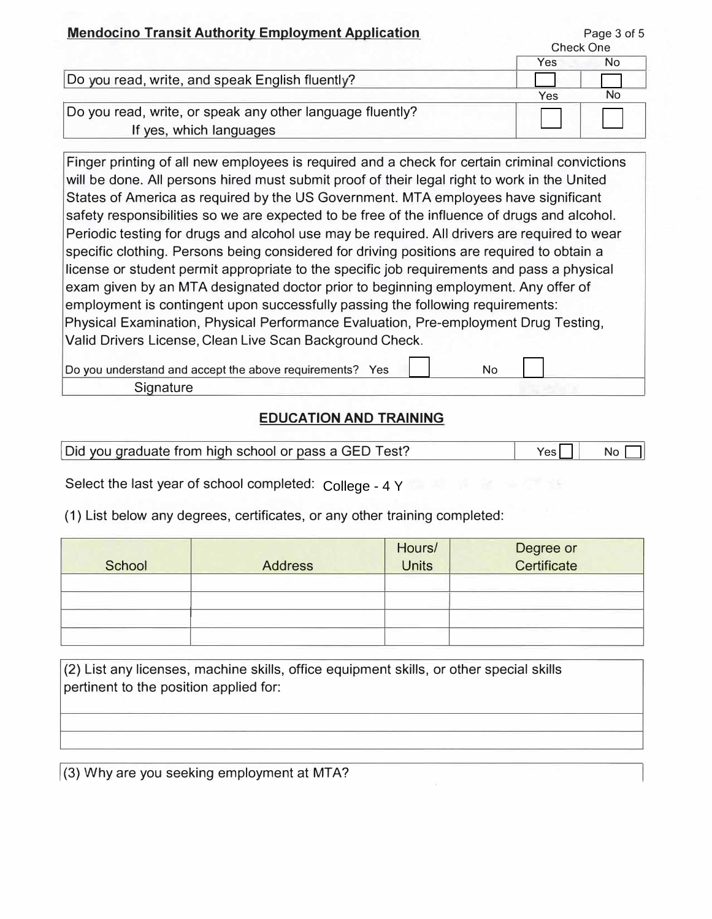## Mendocino Transit Authority Employment Application

| | Yes | No |
|---|---|---|
| Do you read, write, and speak English fluently? | ☐ | ☐ |
| Do you read, write, or speak any other language fluently? If yes, which languages | ☐ | ☐ |

Finger printing of all new employees is required and a check for certain criminal convictions will be done. All persons hired must submit proof of their legal right to work in the United States of America as required by the US Government. MTA employees have significant safety responsibilities so we are expected to be free of the influence of drugs and alcohol. Periodic testing for drugs and alcohol use may be required. All drivers are required to wear specific clothing. Persons being considered for driving positions are required to obtain a license or student permit appropriate to the specific job requirements and pass a physical exam given by an MTA designated doctor prior to beginning employment. Any offer of employment is contingent upon successfully passing the following requirements: Physical Examination, Physical Performance Evaluation, Pre-employment Drug Testing, Valid Drivers License, Clean Live Scan Background Check.

Do you understand and accept the above requirements? Yes ☐ No ☐

Signature

## EDUCATION AND TRAINING

Did you graduate from high school or pass a GED Test? Yes ☐ No ☐

Select the last year of school completed: College - 4 Y

(1) List below any degrees, certificates, or any other training completed:

| School | Address | Hours/ Units | Degree or Certificate |
|---|---|---|---|
| | | | |
| | | | |
| | | | |
| | | | |

(2) List any licenses, machine skills, office equipment skills, or other special skills pertinent to the position applied for:

(3) Why are you seeking employment at MTA?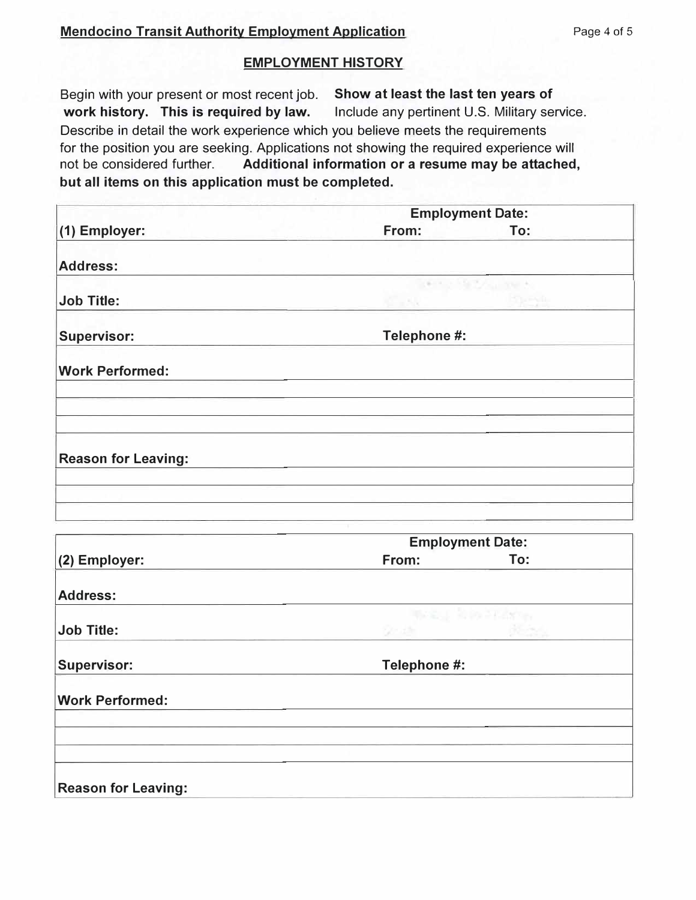## EMPLOYMENT HISTORY

Begin with your present or most recent job. **Show at least the last ten years of work history. This is required by law.** Include any pertinent U.S. Military service. Describe in detail the work experience which you believe meets the requirements for the position you are seeking. Applications not showing the required experience will not be considered further. **Additional information or a resume may be attached, but all items on this application must be completed.**

| **(1) Employer:** | **Employment Date:** From: | To: |
|---|---|---|
| **Address:** | | |
| **Job Title:** | | |
| **Supervisor:** | **Telephone #:** | |
| **Work Performed:** | | |
| | | |
| | | |
| | | |
| **Reason for Leaving:** | | |
| | | |
| | | |
| | | |

| **(2) Employer:** | **Employment Date:** From: | To: |
|---|---|---|
| **Address:** | | |
| **Job Title:** | | |
| **Supervisor:** | **Telephone #:** | |
| **Work Performed:** | | |
| | | |
| | | |
| | | |
| **Reason for Leaving:** | | |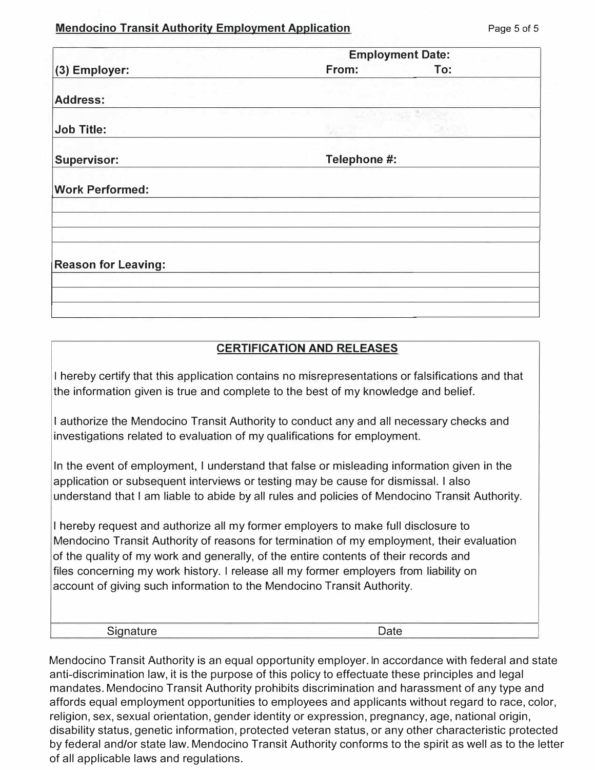## Mendocino Transit Authority Employment Application

| | | |
|---|---|---|
| | **Employment Date:** | |
| **(3) Employer:** | **From:** | **To:** |
| **Address:** | | |
| **Job Title:** | | |
| **Supervisor:** | **Telephone #:** | |
| **Work Performed:** | | |
| | | |
| | | |
| | | |
| **Reason for Leaving:** | | |
| | | |
| | | |
| | | |

### CERTIFICATION AND RELEASES

I hereby certify that this application contains no misrepresentations or falsifications and that the information given is true and complete to the best of my knowledge and belief.

I authorize the Mendocino Transit Authority to conduct any and all necessary checks and investigations related to evaluation of my qualifications for employment.

In the event of employment, I understand that false or misleading information given in the application or subsequent interviews or testing may be cause for dismissal. I also understand that I am liable to abide by all rules and policies of Mendocino Transit Authority.

I hereby request and authorize all my former employers to make full disclosure to Mendocino Transit Authority of reasons for termination of my employment, their evaluation of the quality of my work and generally, of the entire contents of their records and files concerning my work history. I release all my former employers from liability on account of giving such information to the Mendocino Transit Authority.

| | |
|---|---|
| Signature | Date |

Mendocino Transit Authority is an equal opportunity employer. In accordance with federal and state anti-discrimination law, it is the purpose of this policy to effectuate these principles and legal mandates. Mendocino Transit Authority prohibits discrimination and harassment of any type and affords equal employment opportunities to employees and applicants without regard to race, color, religion, sex, sexual orientation, gender identity or expression, pregnancy, age, national origin, disability status, genetic information, protected veteran status, or any other characteristic protected by federal and/or state law. Mendocino Transit Authority conforms to the spirit as well as to the letter of all applicable laws and regulations.